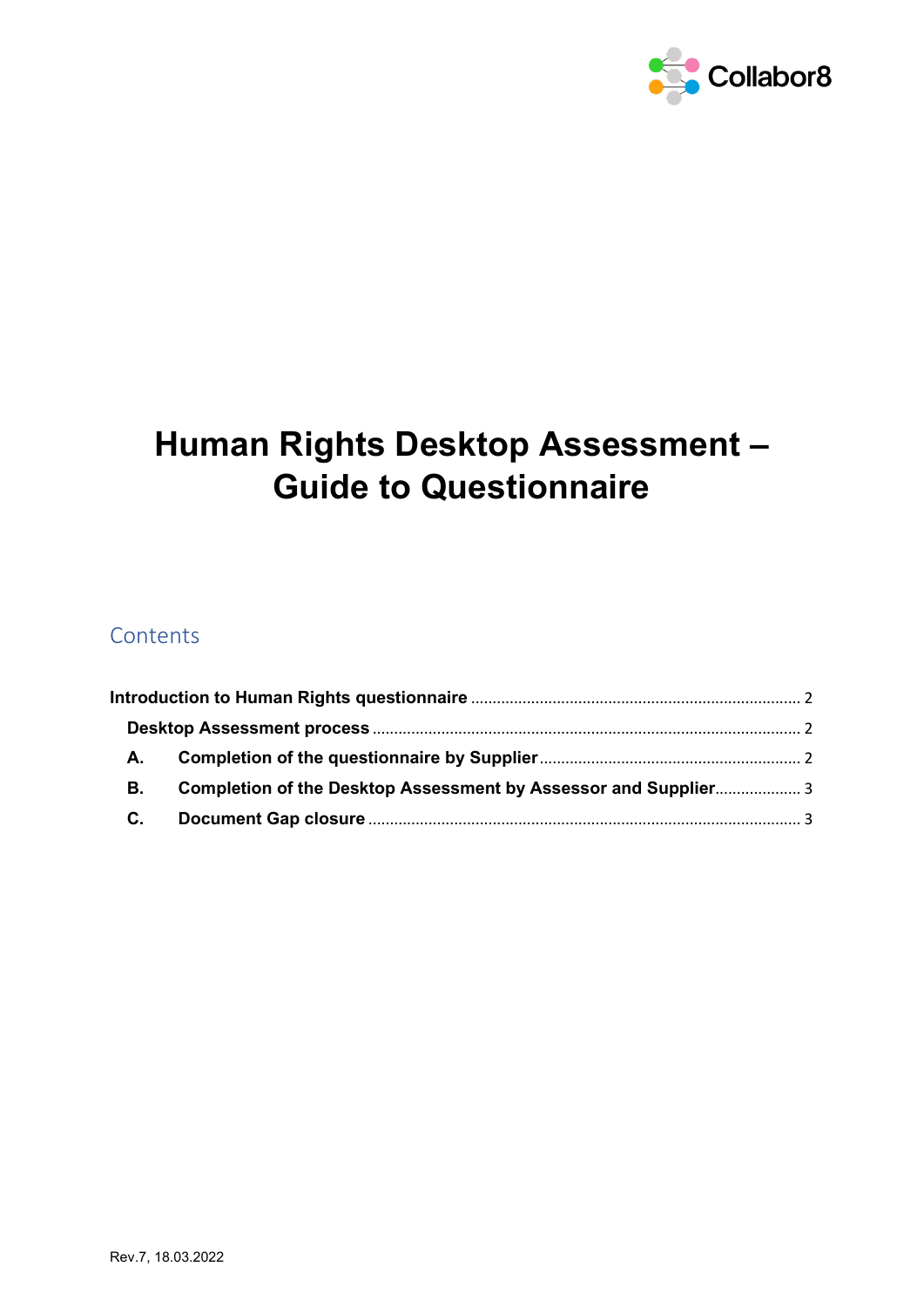Collabor8

# Human Rights Desktop Assessment – Guide to Questionnaire

## Contents

**Introduction to Human Rights questionnaire** ........ 2

**Desktop Assessment process** ........ 2

**A. Completion of the questionnaire by Supplier** ........ 2

**B. Completion of the Desktop Assessment by Assessor and Supplier** ........ 3

**C. Document Gap closure** ........ 3

Rev.7, 18.03.2022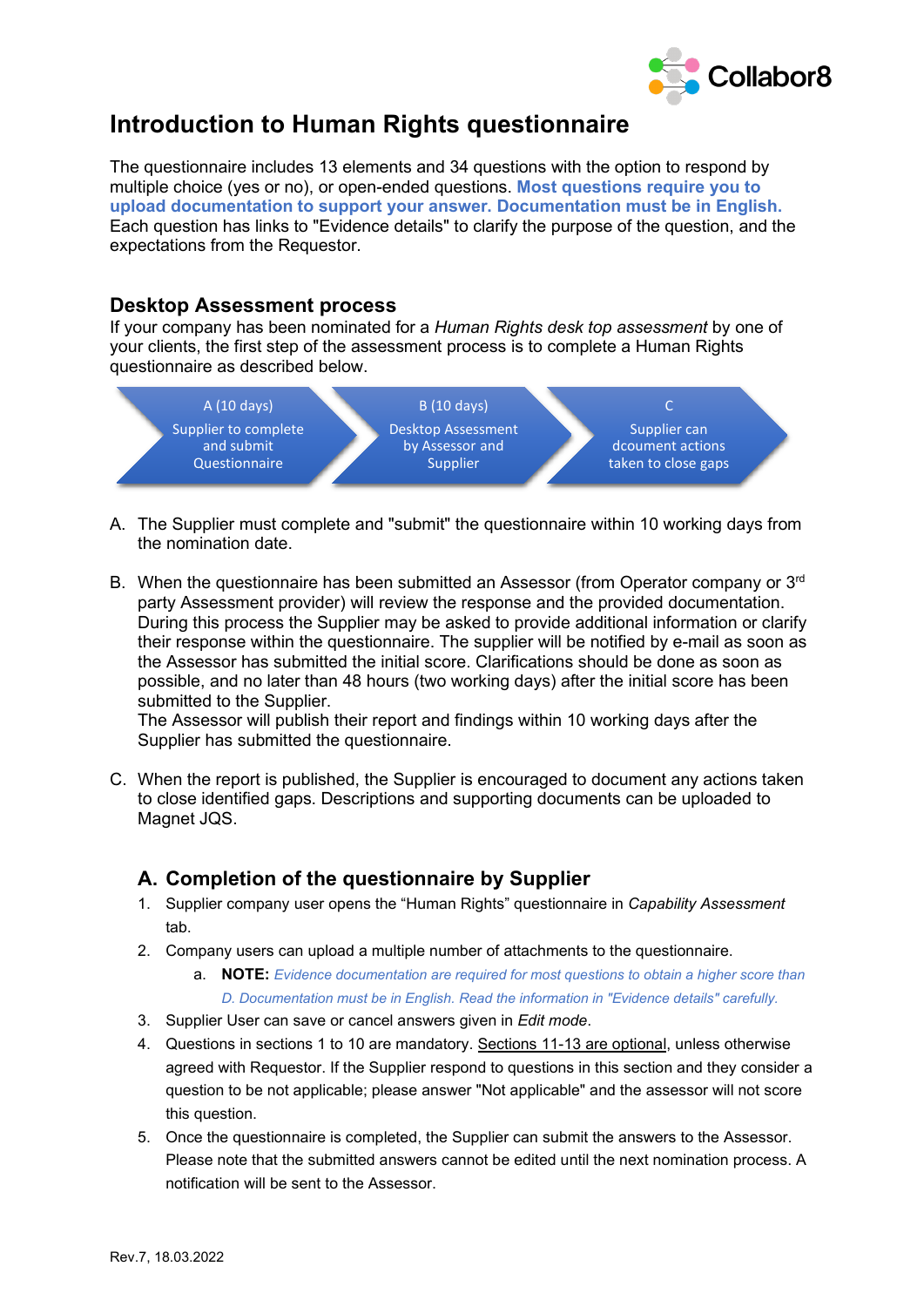# Introduction to Human Rights questionnaire

The questionnaire includes 13 elements and 34 questions with the option to respond by multiple choice (yes or no), or open-ended questions. **Most questions require you to upload documentation to support your answer. Documentation must be in English.** Each question has links to "Evidence details" to clarify the purpose of the question, and the expectations from the Requestor.

## Desktop Assessment process

If your company has been nominated for a *Human Rights desk top assessment* by one of your clients, the first step of the assessment process is to complete a Human Rights questionnaire as described below.

| A (10 days) | B (10 days) | C |
|---|---|---|
| Supplier to complete and submit Questionnaire | Desktop Assessment by Assessor and Supplier | Supplier can dcoument actions taken to close gaps |

A. The Supplier must complete and "submit" the questionnaire within 10 working days from the nomination date.

B. When the questionnaire has been submitted an Assessor (from Operator company or 3rd party Assessment provider) will review the response and the provided documentation. During this process the Supplier may be asked to provide additional information or clarify their response within the questionnaire. The supplier will be notified by e-mail as soon as the Assessor has submitted the initial score. Clarifications should be done as soon as possible, and no later than 48 hours (two working days) after the initial score has been submitted to the Supplier.
The Assessor will publish their report and findings within 10 working days after the Supplier has submitted the questionnaire.

C. When the report is published, the Supplier is encouraged to document any actions taken to close identified gaps. Descriptions and supporting documents can be uploaded to Magnet JQS.

### A. Completion of the questionnaire by Supplier

1. Supplier company user opens the "Human Rights" questionnaire in *Capability Assessment* tab.
2. Company users can upload a multiple number of attachments to the questionnaire.
   a. **NOTE:** *Evidence documentation are required for most questions to obtain a higher score than D. Documentation must be in English. Read the information in "Evidence details" carefully.*
3. Supplier User can save or cancel answers given in *Edit mode*.
4. Questions in sections 1 to 10 are mandatory. Sections 11-13 are optional, unless otherwise agreed with Requestor. If the Supplier respond to questions in this section and they consider a question to be not applicable; please answer "Not applicable" and the assessor will not score this question.
5. Once the questionnaire is completed, the Supplier can submit the answers to the Assessor. Please note that the submitted answers cannot be edited until the next nomination process. A notification will be sent to the Assessor.

Rev.7, 18.03.2022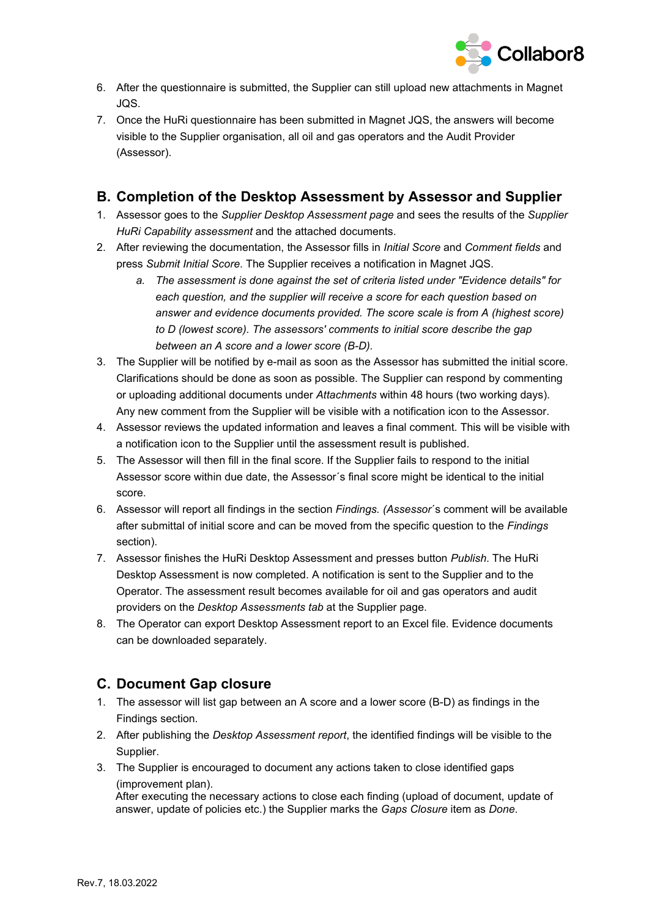6. After the questionnaire is submitted, the Supplier can still upload new attachments in Magnet JQS.
7. Once the HuRi questionnaire has been submitted in Magnet JQS, the answers will become visible to the Supplier organisation, all oil and gas operators and the Audit Provider (Assessor).

## B. Completion of the Desktop Assessment by Assessor and Supplier

1. Assessor goes to the *Supplier Desktop Assessment page* and sees the results of the *Supplier HuRi Capability assessment* and the attached documents.
2. After reviewing the documentation, the Assessor fills in *Initial Score* and *Comment fields* and press *Submit Initial Score*. The Supplier receives a notification in Magnet JQS.
    a. *The assessment is done against the set of criteria listed under "Evidence details" for each question, and the supplier will receive a score for each question based on answer and evidence documents provided. The score scale is from A (highest score) to D (lowest score). The assessors' comments to initial score describe the gap between an A score and a lower score (B-D).*
3. The Supplier will be notified by e-mail as soon as the Assessor has submitted the initial score. Clarifications should be done as soon as possible. The Supplier can respond by commenting or uploading additional documents under *Attachments* within 48 hours (two working days). Any new comment from the Supplier will be visible with a notification icon to the Assessor.
4. Assessor reviews the updated information and leaves a final comment. This will be visible with a notification icon to the Supplier until the assessment result is published.
5. The Assessor will then fill in the final score. If the Supplier fails to respond to the initial Assessor score within due date, the Assessor´s final score might be identical to the initial score.
6. Assessor will report all findings in the section *Findings. (Assessor*´s comment will be available after submittal of initial score and can be moved from the specific question to the *Findings* section).
7. Assessor finishes the HuRi Desktop Assessment and presses button *Publish*. The HuRi Desktop Assessment is now completed. A notification is sent to the Supplier and to the Operator. The assessment result becomes available for oil and gas operators and audit providers on the *Desktop Assessments tab* at the Supplier page.
8. The Operator can export Desktop Assessment report to an Excel file. Evidence documents can be downloaded separately.

## C. Document Gap closure

1. The assessor will list gap between an A score and a lower score (B-D) as findings in the Findings section.
2. After publishing the *Desktop Assessment report*, the identified findings will be visible to the Supplier.
3. The Supplier is encouraged to document any actions taken to close identified gaps (improvement plan).
   After executing the necessary actions to close each finding (upload of document, update of answer, update of policies etc.) the Supplier marks the *Gaps Closure* item as *Done*.

Rev.7, 18.03.2022